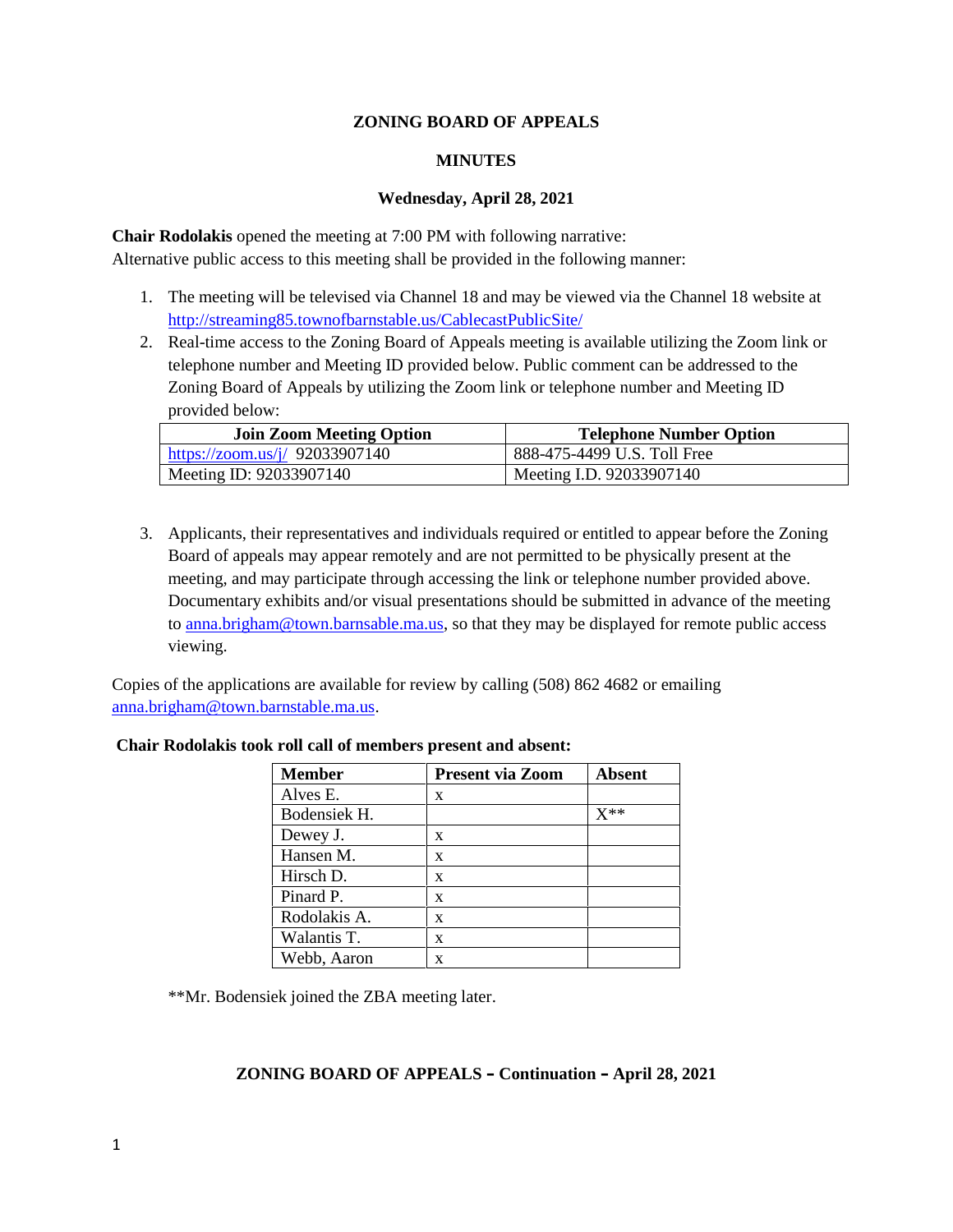**ZONING BOARD OF APPEALS**

**MINUTES**

**Wednesday, April 28, 2021**

**Chair Rodolakis** opened the meeting at 7:00 PM with following narrative:
Alternative public access to this meeting shall be provided in the following manner:

1. The meeting will be televised via Channel 18 and may be viewed via the Channel 18 website at http://streaming85.townofbarnstable.us/CablecastPublicSite/
2. Real-time access to the Zoning Board of Appeals meeting is available utilizing the Zoom link or telephone number and Meeting ID provided below. Public comment can be addressed to the Zoning Board of Appeals by utilizing the Zoom link or telephone number and Meeting ID provided below:

| Join Zoom Meeting Option | Telephone Number Option |
|---|---|
| https://zoom.us/j/ 92033907140 | 888-475-4499 U.S. Toll Free |
| Meeting ID: 92033907140 | Meeting I.D. 92033907140 |

3. Applicants, their representatives and individuals required or entitled to appear before the Zoning Board of appeals may appear remotely and are not permitted to be physically present at the meeting, and may participate through accessing the link or telephone number provided above. Documentary exhibits and/or visual presentations should be submitted in advance of the meeting to anna.brigham@town.barnsable.ma.us, so that they may be displayed for remote public access viewing.

Copies of the applications are available for review by calling (508) 862 4682 or emailing anna.brigham@town.barnstable.ma.us.

**Chair Rodolakis took roll call of members present and absent:**

| Member | Present via Zoom | Absent |
|---|---|---|
| Alves E. | x | |
| Bodensiek H. | | X** |
| Dewey J. | x | |
| Hansen M. | x | |
| Hirsch D. | x | |
| Pinard P. | x | |
| Rodolakis A. | x | |
| Walantis T. | x | |
| Webb, Aaron | x | |

**Mr. Bodensiek joined the ZBA meeting later.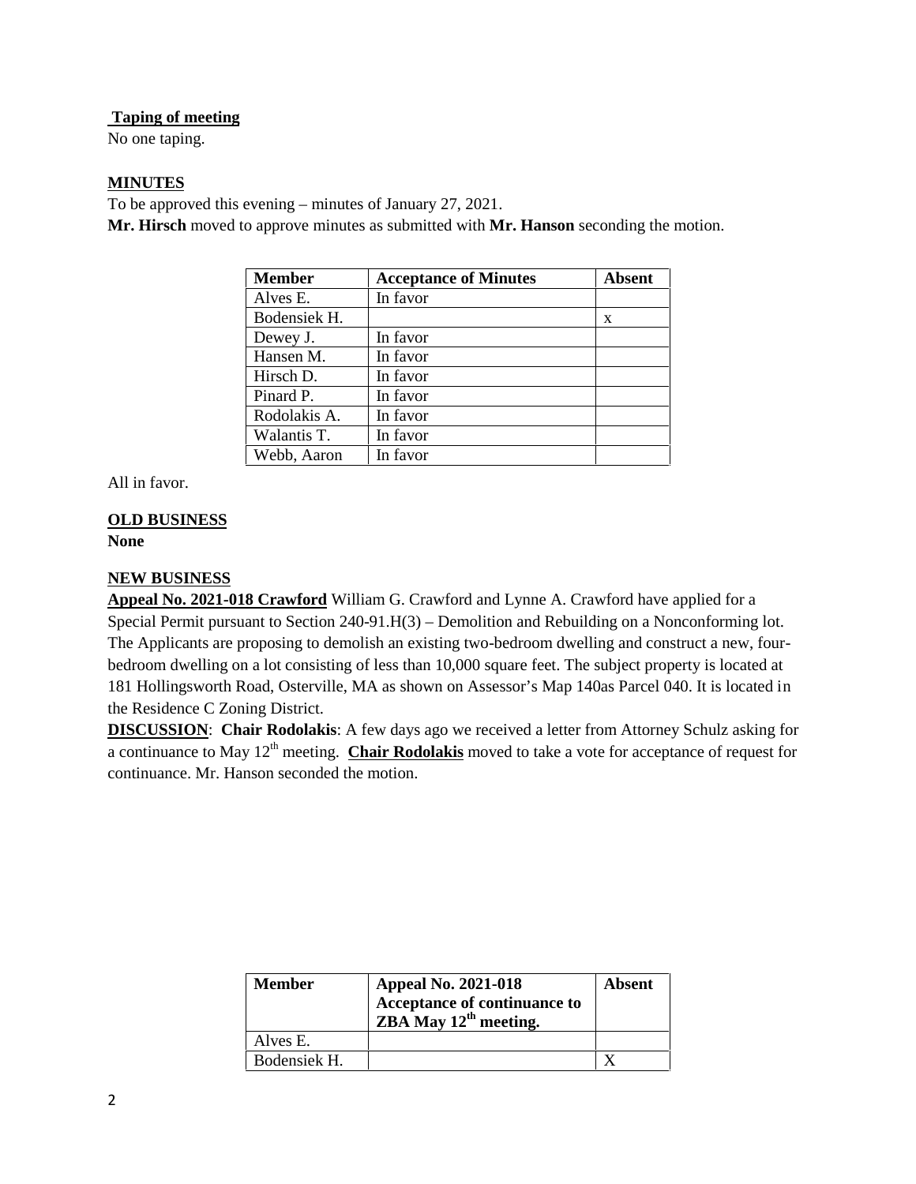**Taping of meeting**

No one taping.

**MINUTES**

To be approved this evening – minutes of January 27, 2021.

**Mr. Hirsch** moved to approve minutes as submitted with **Mr. Hanson** seconding the motion.

| Member | Acceptance of Minutes | Absent |
|---|---|---|
| Alves E. | In favor | |
| Bodensiek H. | | x |
| Dewey J. | In favor | |
| Hansen M. | In favor | |
| Hirsch D. | In favor | |
| Pinard P. | In favor | |
| Rodolakis A. | In favor | |
| Walantis T. | In favor | |
| Webb, Aaron | In favor | |

All in favor.

**OLD BUSINESS**

**None**

**NEW BUSINESS**

**Appeal No. 2021-018 Crawford** William G. Crawford and Lynne A. Crawford have applied for a Special Permit pursuant to Section 240-91.H(3) – Demolition and Rebuilding on a Nonconforming lot. The Applicants are proposing to demolish an existing two-bedroom dwelling and construct a new, four-bedroom dwelling on a lot consisting of less than 10,000 square feet. The subject property is located at 181 Hollingsworth Road, Osterville, MA as shown on Assessor's Map 140as Parcel 040. It is located in the Residence C Zoning District.

**DISCUSSION**: **Chair Rodolakis**: A few days ago we received a letter from Attorney Schulz asking for a continuance to May 12th meeting. **Chair Rodolakis** moved to take a vote for acceptance of request for continuance. Mr. Hanson seconded the motion.

| Member | Appeal No. 2021-018 Acceptance of continuance to ZBA May 12th meeting. | Absent |
|---|---|---|
| Alves E. | | |
| Bodensiek H. | | X |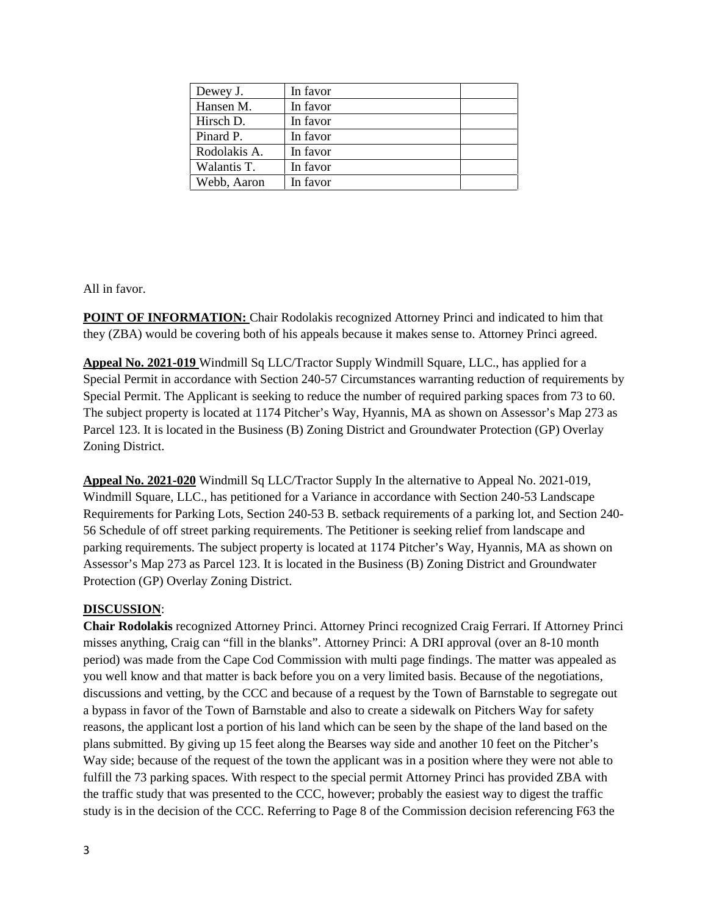| Dewey J. | In favor | |
|---|---|---|
| Hansen M. | In favor | |
| Hirsch D. | In favor | |
| Pinard P. | In favor | |
| Rodolakis A. | In favor | |
| Walantis T. | In favor | |
| Webb, Aaron | In favor | |

All in favor.

**POINT OF INFORMATION:** Chair Rodolakis recognized Attorney Princi and indicated to him that they (ZBA) would be covering both of his appeals because it makes sense to. Attorney Princi agreed.

**Appeal No. 2021-019** Windmill Sq LLC/Tractor Supply Windmill Square, LLC., has applied for a Special Permit in accordance with Section 240-57 Circumstances warranting reduction of requirements by Special Permit. The Applicant is seeking to reduce the number of required parking spaces from 73 to 60. The subject property is located at 1174 Pitcher's Way, Hyannis, MA as shown on Assessor's Map 273 as Parcel 123. It is located in the Business (B) Zoning District and Groundwater Protection (GP) Overlay Zoning District.

**Appeal No. 2021-020** Windmill Sq LLC/Tractor Supply In the alternative to Appeal No. 2021-019, Windmill Square, LLC., has petitioned for a Variance in accordance with Section 240-53 Landscape Requirements for Parking Lots, Section 240-53 B. setback requirements of a parking lot, and Section 240-56 Schedule of off street parking requirements. The Petitioner is seeking relief from landscape and parking requirements. The subject property is located at 1174 Pitcher's Way, Hyannis, MA as shown on Assessor's Map 273 as Parcel 123. It is located in the Business (B) Zoning District and Groundwater Protection (GP) Overlay Zoning District.

**DISCUSSION**:

**Chair Rodolakis** recognized Attorney Princi. Attorney Princi recognized Craig Ferrari. If Attorney Princi misses anything, Craig can "fill in the blanks". Attorney Princi: A DRI approval (over an 8-10 month period) was made from the Cape Cod Commission with multi page findings. The matter was appealed as you well know and that matter is back before you on a very limited basis. Because of the negotiations, discussions and vetting, by the CCC and because of a request by the Town of Barnstable to segregate out a bypass in favor of the Town of Barnstable and also to create a sidewalk on Pitchers Way for safety reasons, the applicant lost a portion of his land which can be seen by the shape of the land based on the plans submitted. By giving up 15 feet along the Bearses way side and another 10 feet on the Pitcher's Way side; because of the request of the town the applicant was in a position where they were not able to fulfill the 73 parking spaces. With respect to the special permit Attorney Princi has provided ZBA with the traffic study that was presented to the CCC, however; probably the easiest way to digest the traffic study is in the decision of the CCC. Referring to Page 8 of the Commission decision referencing F63 the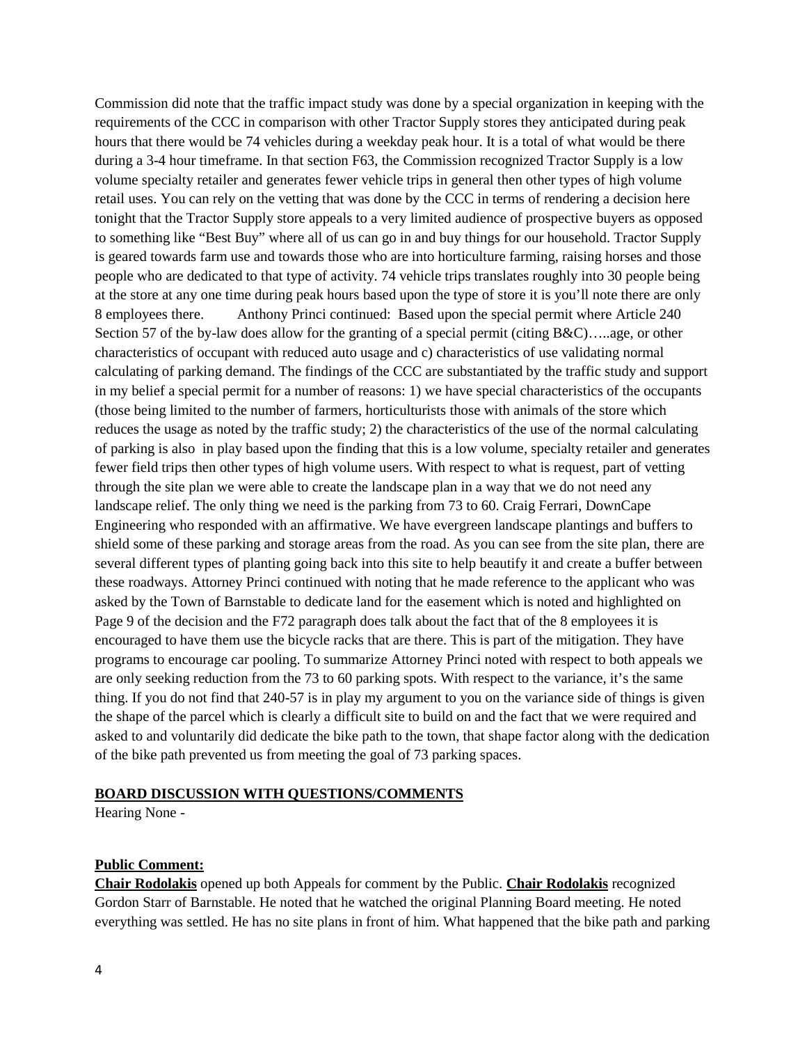Commission did note that the traffic impact study was done by a special organization in keeping with the requirements of the CCC in comparison with other Tractor Supply stores they anticipated during peak hours that there would be 74 vehicles during a weekday peak hour. It is a total of what would be there during a 3-4 hour timeframe. In that section F63, the Commission recognized Tractor Supply is a low volume specialty retailer and generates fewer vehicle trips in general then other types of high volume retail uses. You can rely on the vetting that was done by the CCC in terms of rendering a decision here tonight that the Tractor Supply store appeals to a very limited audience of prospective buyers as opposed to something like "Best Buy" where all of us can go in and buy things for our household. Tractor Supply is geared towards farm use and towards those who are into horticulture farming, raising horses and those people who are dedicated to that type of activity. 74 vehicle trips translates roughly into 30 people being at the store at any one time during peak hours based upon the type of store it is you'll note there are only 8 employees there.  Anthony Princi continued: Based upon the special permit where Article 240 Section 57 of the by-law does allow for the granting of a special permit (citing B&C)…..age, or other characteristics of occupant with reduced auto usage and c) characteristics of use validating normal calculating of parking demand. The findings of the CCC are substantiated by the traffic study and support in my belief a special permit for a number of reasons: 1) we have special characteristics of the occupants (those being limited to the number of farmers, horticulturists those with animals of the store which reduces the usage as noted by the traffic study; 2) the characteristics of the use of the normal calculating of parking is also in play based upon the finding that this is a low volume, specialty retailer and generates fewer field trips then other types of high volume users. With respect to what is request, part of vetting through the site plan we were able to create the landscape plan in a way that we do not need any landscape relief. The only thing we need is the parking from 73 to 60. Craig Ferrari, DownCape Engineering who responded with an affirmative. We have evergreen landscape plantings and buffers to shield some of these parking and storage areas from the road. As you can see from the site plan, there are several different types of planting going back into this site to help beautify it and create a buffer between these roadways. Attorney Princi continued with noting that he made reference to the applicant who was asked by the Town of Barnstable to dedicate land for the easement which is noted and highlighted on Page 9 of the decision and the F72 paragraph does talk about the fact that of the 8 employees it is encouraged to have them use the bicycle racks that are there. This is part of the mitigation. They have programs to encourage car pooling. To summarize Attorney Princi noted with respect to both appeals we are only seeking reduction from the 73 to 60 parking spots. With respect to the variance, it's the same thing. If you do not find that 240-57 is in play my argument to you on the variance side of things is given the shape of the parcel which is clearly a difficult site to build on and the fact that we were required and asked to and voluntarily did dedicate the bike path to the town, that shape factor along with the dedication of the bike path prevented us from meeting the goal of 73 parking spaces.

**BOARD DISCUSSION WITH QUESTIONS/COMMENTS**

Hearing None -

**Public Comment:**

**Chair Rodolakis** opened up both Appeals for comment by the Public. **Chair Rodolakis** recognized Gordon Starr of Barnstable. He noted that he watched the original Planning Board meeting. He noted everything was settled. He has no site plans in front of him. What happened that the bike path and parking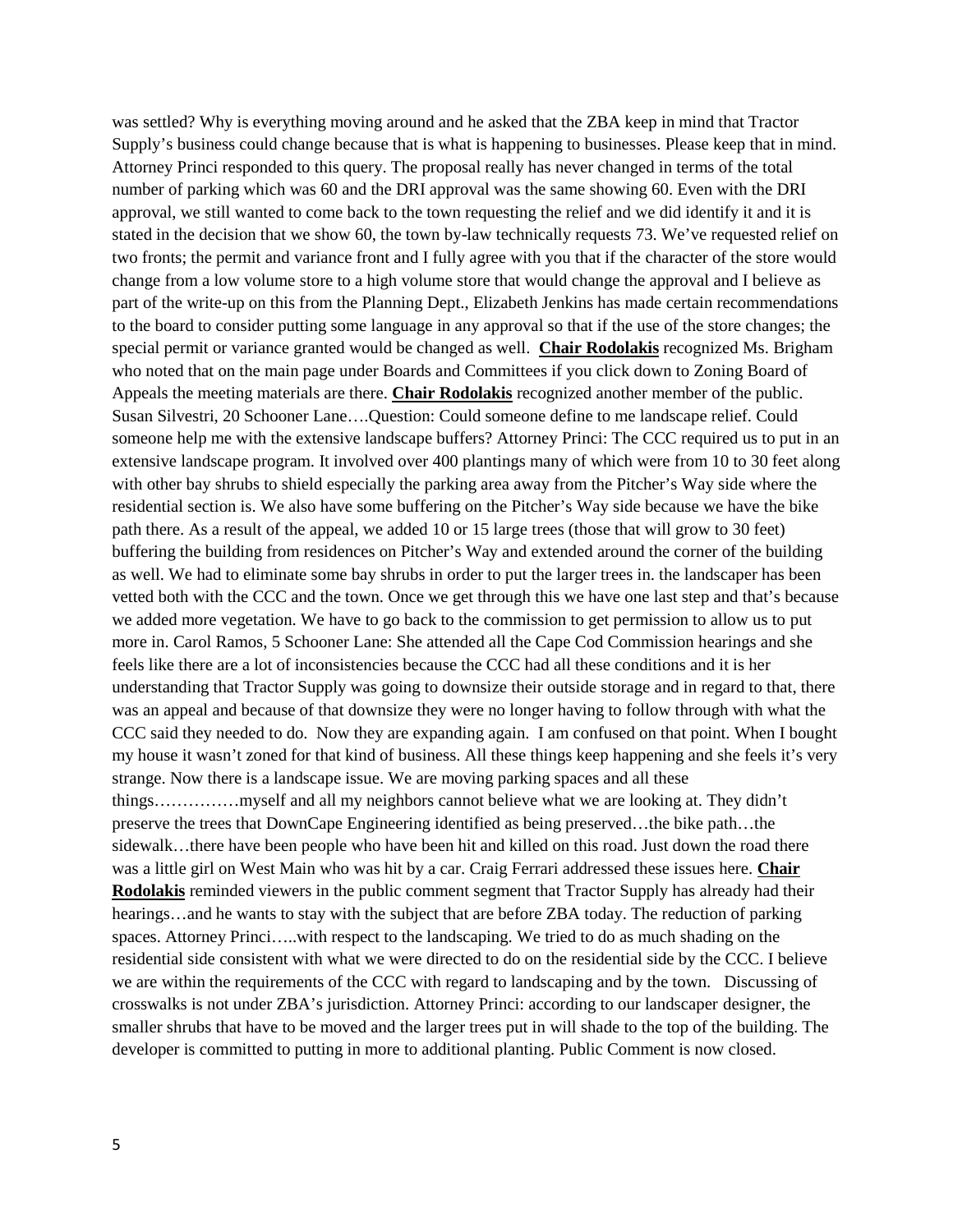was settled? Why is everything moving around and he asked that the ZBA keep in mind that Tractor Supply's business could change because that is what is happening to businesses. Please keep that in mind. Attorney Princi responded to this query. The proposal really has never changed in terms of the total number of parking which was 60 and the DRI approval was the same showing 60. Even with the DRI approval, we still wanted to come back to the town requesting the relief and we did identify it and it is stated in the decision that we show 60, the town by-law technically requests 73. We've requested relief on two fronts; the permit and variance front and I fully agree with you that if the character of the store would change from a low volume store to a high volume store that would change the approval and I believe as part of the write-up on this from the Planning Dept., Elizabeth Jenkins has made certain recommendations to the board to consider putting some language in any approval so that if the use of the store changes; the special permit or variance granted would be changed as well. **Chair Rodolakis** recognized Ms. Brigham who noted that on the main page under Boards and Committees if you click down to Zoning Board of Appeals the meeting materials are there. **Chair Rodolakis** recognized another member of the public. Susan Silvestri, 20 Schooner Lane….Question: Could someone define to me landscape relief. Could someone help me with the extensive landscape buffers? Attorney Princi: The CCC required us to put in an extensive landscape program. It involved over 400 plantings many of which were from 10 to 30 feet along with other bay shrubs to shield especially the parking area away from the Pitcher's Way side where the residential section is. We also have some buffering on the Pitcher's Way side because we have the bike path there. As a result of the appeal, we added 10 or 15 large trees (those that will grow to 30 feet) buffering the building from residences on Pitcher's Way and extended around the corner of the building as well. We had to eliminate some bay shrubs in order to put the larger trees in. the landscaper has been vetted both with the CCC and the town. Once we get through this we have one last step and that's because we added more vegetation. We have to go back to the commission to get permission to allow us to put more in. Carol Ramos, 5 Schooner Lane: She attended all the Cape Cod Commission hearings and she feels like there are a lot of inconsistencies because the CCC had all these conditions and it is her understanding that Tractor Supply was going to downsize their outside storage and in regard to that, there was an appeal and because of that downsize they were no longer having to follow through with what the CCC said they needed to do. Now they are expanding again. I am confused on that point. When I bought my house it wasn't zoned for that kind of business. All these things keep happening and she feels it's very strange. Now there is a landscape issue. We are moving parking spaces and all these things……………myself and all my neighbors cannot believe what we are looking at. They didn't preserve the trees that DownCape Engineering identified as being preserved…the bike path…the sidewalk…there have been people who have been hit and killed on this road. Just down the road there was a little girl on West Main who was hit by a car. Craig Ferrari addressed these issues here. **Chair Rodolakis** reminded viewers in the public comment segment that Tractor Supply has already had their hearings…and he wants to stay with the subject that are before ZBA today. The reduction of parking spaces. Attorney Princi…..with respect to the landscaping. We tried to do as much shading on the residential side consistent with what we were directed to do on the residential side by the CCC. I believe we are within the requirements of the CCC with regard to landscaping and by the town. Discussing of crosswalks is not under ZBA's jurisdiction. Attorney Princi: according to our landscaper designer, the smaller shrubs that have to be moved and the larger trees put in will shade to the top of the building. The developer is committed to putting in more to additional planting. Public Comment is now closed.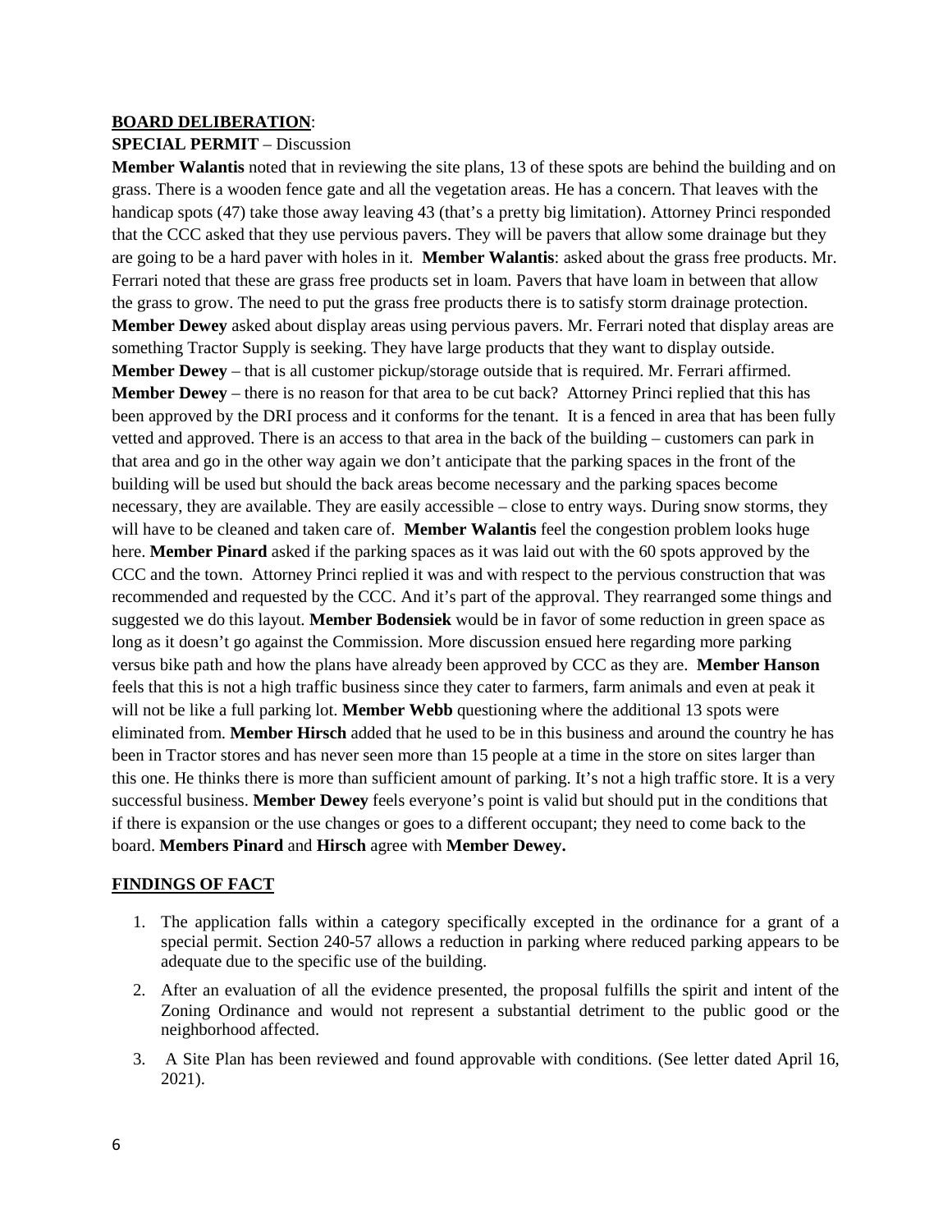**BOARD DELIBERATION**:

**SPECIAL PERMIT** – Discussion

**Member Walantis** noted that in reviewing the site plans, 13 of these spots are behind the building and on grass. There is a wooden fence gate and all the vegetation areas. He has a concern. That leaves with the handicap spots (47) take those away leaving 43 (that's a pretty big limitation). Attorney Princi responded that the CCC asked that they use pervious pavers. They will be pavers that allow some drainage but they are going to be a hard paver with holes in it. **Member Walantis**: asked about the grass free products. Mr. Ferrari noted that these are grass free products set in loam. Pavers that have loam in between that allow the grass to grow. The need to put the grass free products there is to satisfy storm drainage protection. **Member Dewey** asked about display areas using pervious pavers. Mr. Ferrari noted that display areas are something Tractor Supply is seeking. They have large products that they want to display outside. **Member Dewey** – that is all customer pickup/storage outside that is required. Mr. Ferrari affirmed. **Member Dewey** – there is no reason for that area to be cut back? Attorney Princi replied that this has been approved by the DRI process and it conforms for the tenant. It is a fenced in area that has been fully vetted and approved. There is an access to that area in the back of the building – customers can park in that area and go in the other way again we don't anticipate that the parking spaces in the front of the building will be used but should the back areas become necessary and the parking spaces become necessary, they are available. They are easily accessible – close to entry ways. During snow storms, they will have to be cleaned and taken care of. **Member Walantis** feel the congestion problem looks huge here. **Member Pinard** asked if the parking spaces as it was laid out with the 60 spots approved by the CCC and the town. Attorney Princi replied it was and with respect to the pervious construction that was recommended and requested by the CCC. And it's part of the approval. They rearranged some things and suggested we do this layout. **Member Bodensiek** would be in favor of some reduction in green space as long as it doesn't go against the Commission. More discussion ensued here regarding more parking versus bike path and how the plans have already been approved by CCC as they are. **Member Hanson** feels that this is not a high traffic business since they cater to farmers, farm animals and even at peak it will not be like a full parking lot. **Member Webb** questioning where the additional 13 spots were eliminated from. **Member Hirsch** added that he used to be in this business and around the country he has been in Tractor stores and has never seen more than 15 people at a time in the store on sites larger than this one. He thinks there is more than sufficient amount of parking. It's not a high traffic store. It is a very successful business. **Member Dewey** feels everyone's point is valid but should put in the conditions that if there is expansion or the use changes or goes to a different occupant; they need to come back to the board. **Members Pinard** and **Hirsch** agree with **Member Dewey.**

**FINDINGS OF FACT**

1. The application falls within a category specifically excepted in the ordinance for a grant of a special permit. Section 240-57 allows a reduction in parking where reduced parking appears to be adequate due to the specific use of the building.
2. After an evaluation of all the evidence presented, the proposal fulfills the spirit and intent of the Zoning Ordinance and would not represent a substantial detriment to the public good or the neighborhood affected.
3. A Site Plan has been reviewed and found approvable with conditions. (See letter dated April 16, 2021).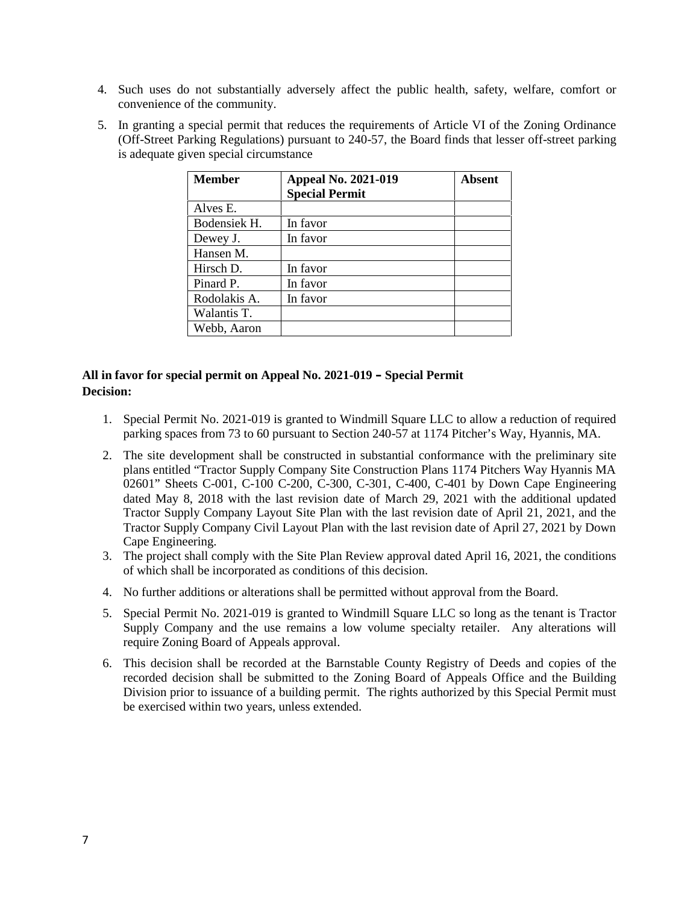4. Such uses do not substantially adversely affect the public health, safety, welfare, comfort or convenience of the community.
5. In granting a special permit that reduces the requirements of Article VI of the Zoning Ordinance (Off-Street Parking Regulations) pursuant to 240-57, the Board finds that lesser off-street parking is adequate given special circumstance

| Member | Appeal No. 2021-019 Special Permit | Absent |
|---|---|---|
| Alves E. | | |
| Bodensiek H. | In favor | |
| Dewey J. | In favor | |
| Hansen M. | | |
| Hirsch D. | In favor | |
| Pinard P. | In favor | |
| Rodolakis A. | In favor | |
| Walantis T. | | |
| Webb, Aaron | | |

**All in favor for special permit on Appeal No. 2021-019 – Special Permit Decision:**

1. Special Permit No. 2021-019 is granted to Windmill Square LLC to allow a reduction of required parking spaces from 73 to 60 pursuant to Section 240-57 at 1174 Pitcher's Way, Hyannis, MA.
2. The site development shall be constructed in substantial conformance with the preliminary site plans entitled "Tractor Supply Company Site Construction Plans 1174 Pitchers Way Hyannis MA 02601" Sheets C-001, C-100 C-200, C-300, C-301, C-400, C-401 by Down Cape Engineering dated May 8, 2018 with the last revision date of March 29, 2021 with the additional updated Tractor Supply Company Layout Site Plan with the last revision date of April 21, 2021, and the Tractor Supply Company Civil Layout Plan with the last revision date of April 27, 2021 by Down Cape Engineering.
3. The project shall comply with the Site Plan Review approval dated April 16, 2021, the conditions of which shall be incorporated as conditions of this decision.
4. No further additions or alterations shall be permitted without approval from the Board.
5. Special Permit No. 2021-019 is granted to Windmill Square LLC so long as the tenant is Tractor Supply Company and the use remains a low volume specialty retailer. Any alterations will require Zoning Board of Appeals approval.
6. This decision shall be recorded at the Barnstable County Registry of Deeds and copies of the recorded decision shall be submitted to the Zoning Board of Appeals Office and the Building Division prior to issuance of a building permit. The rights authorized by this Special Permit must be exercised within two years, unless extended.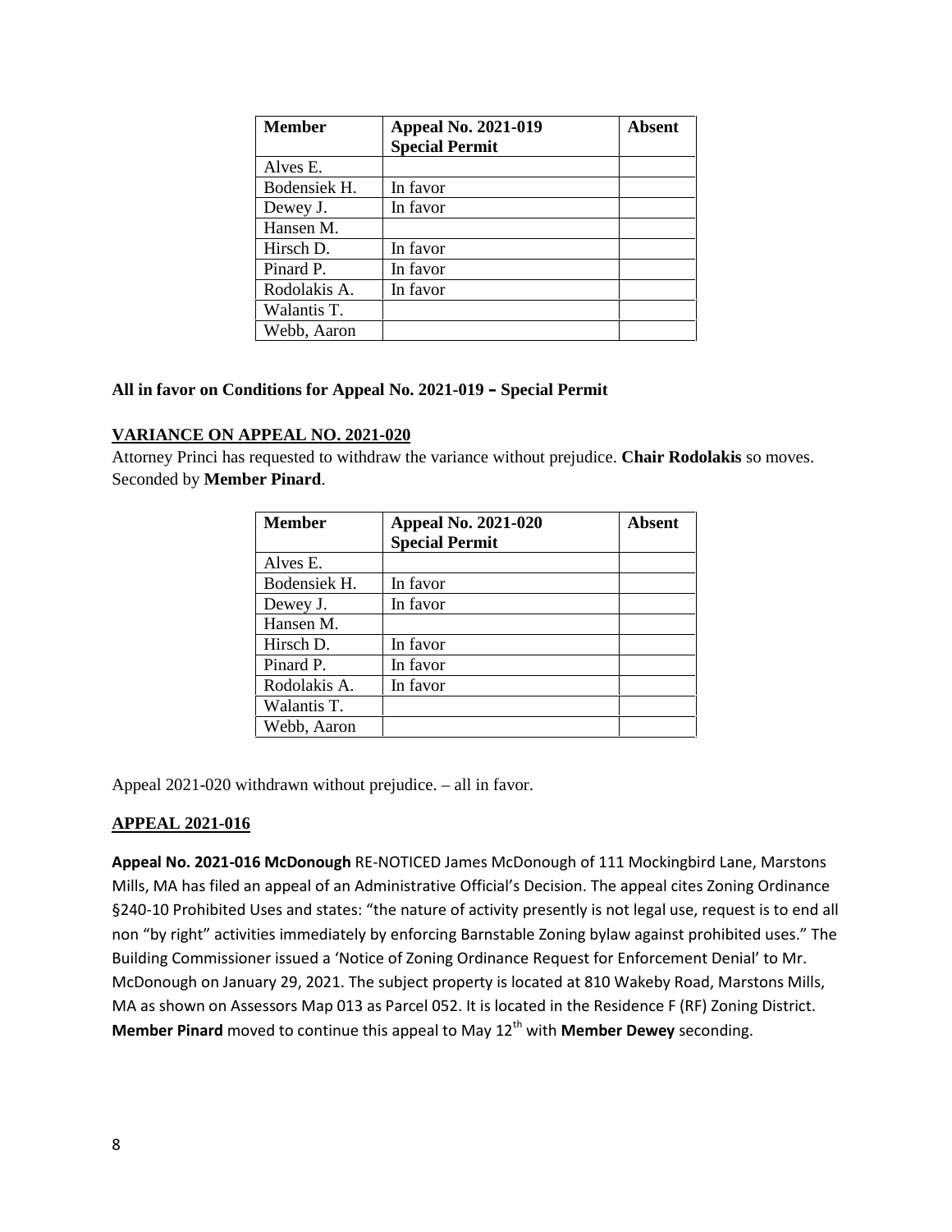| Member | Appeal No. 2021-019 Special Permit | Absent |
|---|---|---|
| Alves E. | | |
| Bodensiek H. | In favor | |
| Dewey J. | In favor | |
| Hansen M. | | |
| Hirsch D. | In favor | |
| Pinard P. | In favor | |
| Rodolakis A. | In favor | |
| Walantis T. | | |
| Webb, Aaron | | |

**All in favor on Conditions for Appeal No. 2021-019 – Special Permit**

## VARIANCE ON APPEAL NO. 2021-020

Attorney Princi has requested to withdraw the variance without prejudice. **Chair Rodolakis** so moves. Seconded by **Member Pinard**.

| Member | Appeal No. 2021-020 Special Permit | Absent |
|---|---|---|
| Alves E. | | |
| Bodensiek H. | In favor | |
| Dewey J. | In favor | |
| Hansen M. | | |
| Hirsch D. | In favor | |
| Pinard P. | In favor | |
| Rodolakis A. | In favor | |
| Walantis T. | | |
| Webb, Aaron | | |

Appeal 2021-020 withdrawn without prejudice. – all in favor.

## APPEAL 2021-016

**Appeal No. 2021-016 McDonough** RE-NOTICED James McDonough of 111 Mockingbird Lane, Marstons Mills, MA has filed an appeal of an Administrative Official's Decision. The appeal cites Zoning Ordinance §240-10 Prohibited Uses and states: "the nature of activity presently is not legal use, request is to end all non "by right" activities immediately by enforcing Barnstable Zoning bylaw against prohibited uses." The Building Commissioner issued a 'Notice of Zoning Ordinance Request for Enforcement Denial' to Mr. McDonough on January 29, 2021. The subject property is located at 810 Wakeby Road, Marstons Mills, MA as shown on Assessors Map 013 as Parcel 052. It is located in the Residence F (RF) Zoning District. **Member Pinard** moved to continue this appeal to May 12th with **Member Dewey** seconding.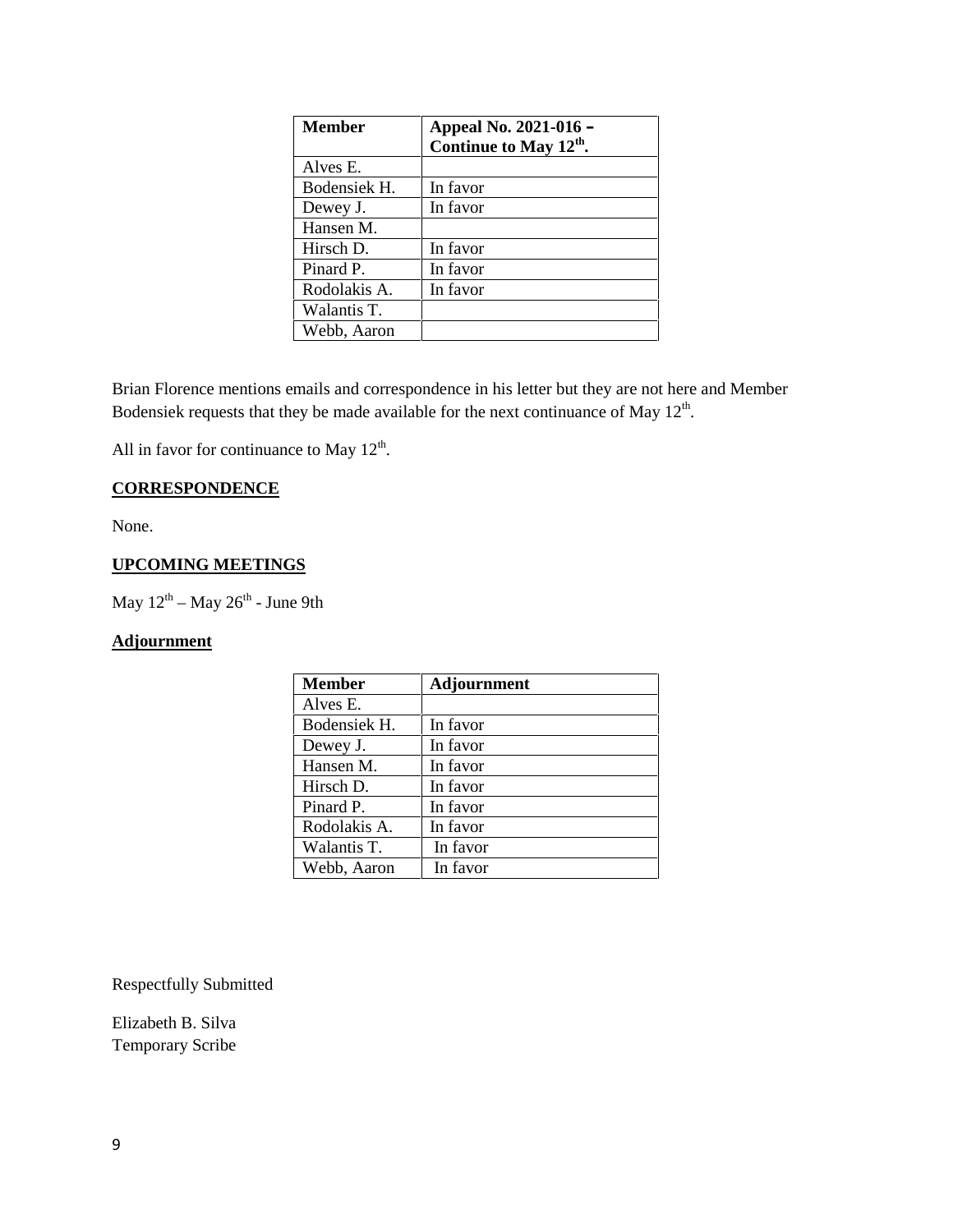| Member | Appeal No. 2021-016 – Continue to May 12th. |
| --- | --- |
| Alves E. | |
| Bodensiek H. | In favor |
| Dewey J. | In favor |
| Hansen M. | |
| Hirsch D. | In favor |
| Pinard P. | In favor |
| Rodolakis A. | In favor |
| Walantis T. | |
| Webb, Aaron | |

Brian Florence mentions emails and correspondence in his letter but they are not here and Member Bodensiek requests that they be made available for the next continuance of May 12th.

All in favor for continuance to May 12th.

**CORRESPONDENCE**

None.

**UPCOMING MEETINGS**

May 12th – May 26th - June 9th

**Adjournment**

| Member | Adjournment |
| --- | --- |
| Alves E. | |
| Bodensiek H. | In favor |
| Dewey J. | In favor |
| Hansen M. | In favor |
| Hirsch D. | In favor |
| Pinard P. | In favor |
| Rodolakis A. | In favor |
| Walantis T. | In favor |
| Webb, Aaron | In favor |

Respectfully Submitted

Elizabeth B. Silva
Temporary Scribe